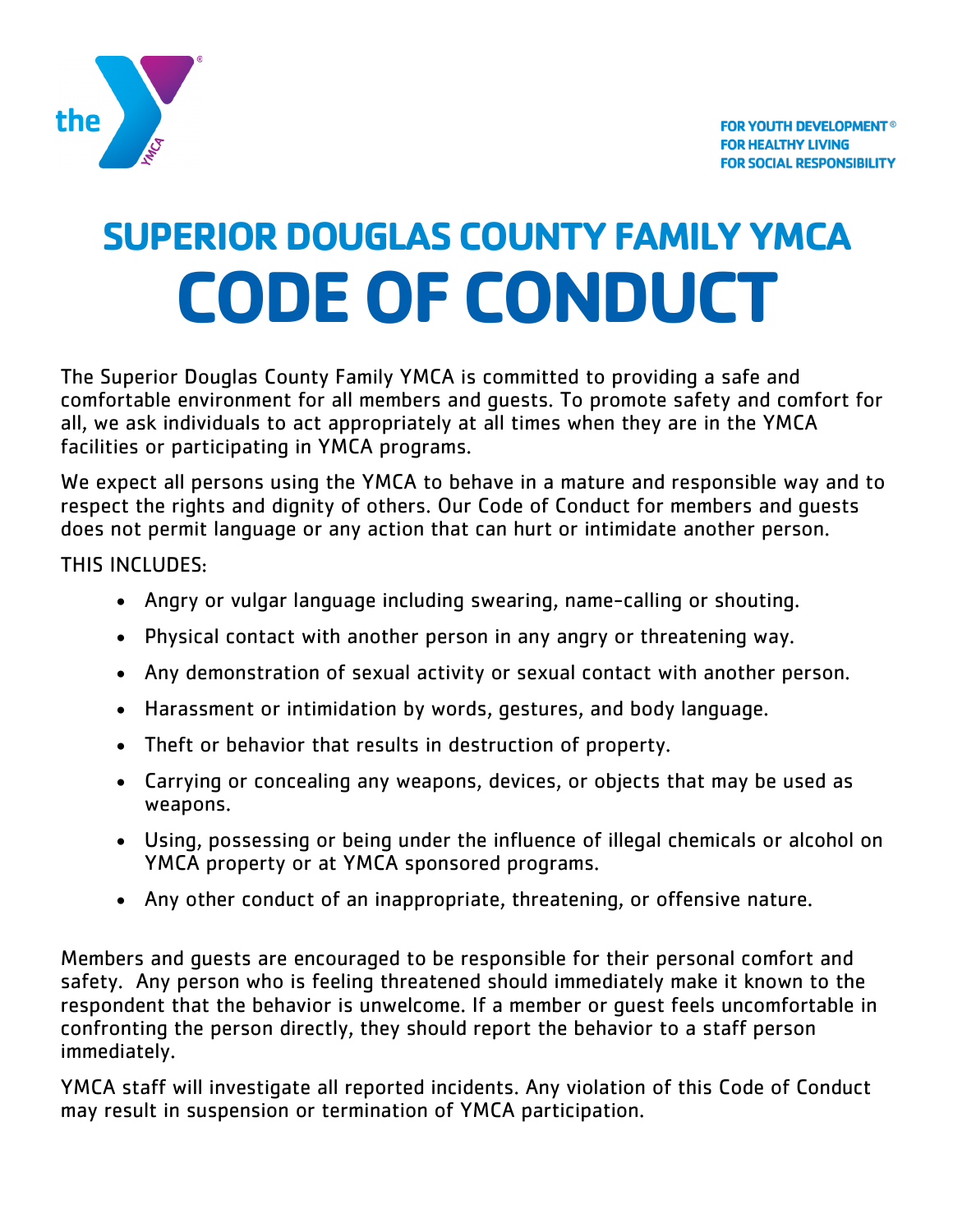FOR YOUTH DEVELOPMENT®
FOR HEALTHY LIVING
FOR SOCIAL RESPONSIBILITY

# SUPERIOR DOUGLAS COUNTY FAMILY YMCA

# CODE OF CONDUCT

The Superior Douglas County Family YMCA is committed to providing a safe and comfortable environment for all members and guests. To promote safety and comfort for all, we ask individuals to act appropriately at all times when they are in the YMCA facilities or participating in YMCA programs.

We expect all persons using the YMCA to behave in a mature and responsible way and to respect the rights and dignity of others. Our Code of Conduct for members and guests does not permit language or any action that can hurt or intimidate another person.

THIS INCLUDES:

- Angry or vulgar language including swearing, name-calling or shouting.
- Physical contact with another person in any angry or threatening way.
- Any demonstration of sexual activity or sexual contact with another person.
- Harassment or intimidation by words, gestures, and body language.
- Theft or behavior that results in destruction of property.
- Carrying or concealing any weapons, devices, or objects that may be used as weapons.
- Using, possessing or being under the influence of illegal chemicals or alcohol on YMCA property or at YMCA sponsored programs.
- Any other conduct of an inappropriate, threatening, or offensive nature.

Members and guests are encouraged to be responsible for their personal comfort and safety. Any person who is feeling threatened should immediately make it known to the respondent that the behavior is unwelcome. If a member or guest feels uncomfortable in confronting the person directly, they should report the behavior to a staff person immediately.

YMCA staff will investigate all reported incidents. Any violation of this Code of Conduct may result in suspension or termination of YMCA participation.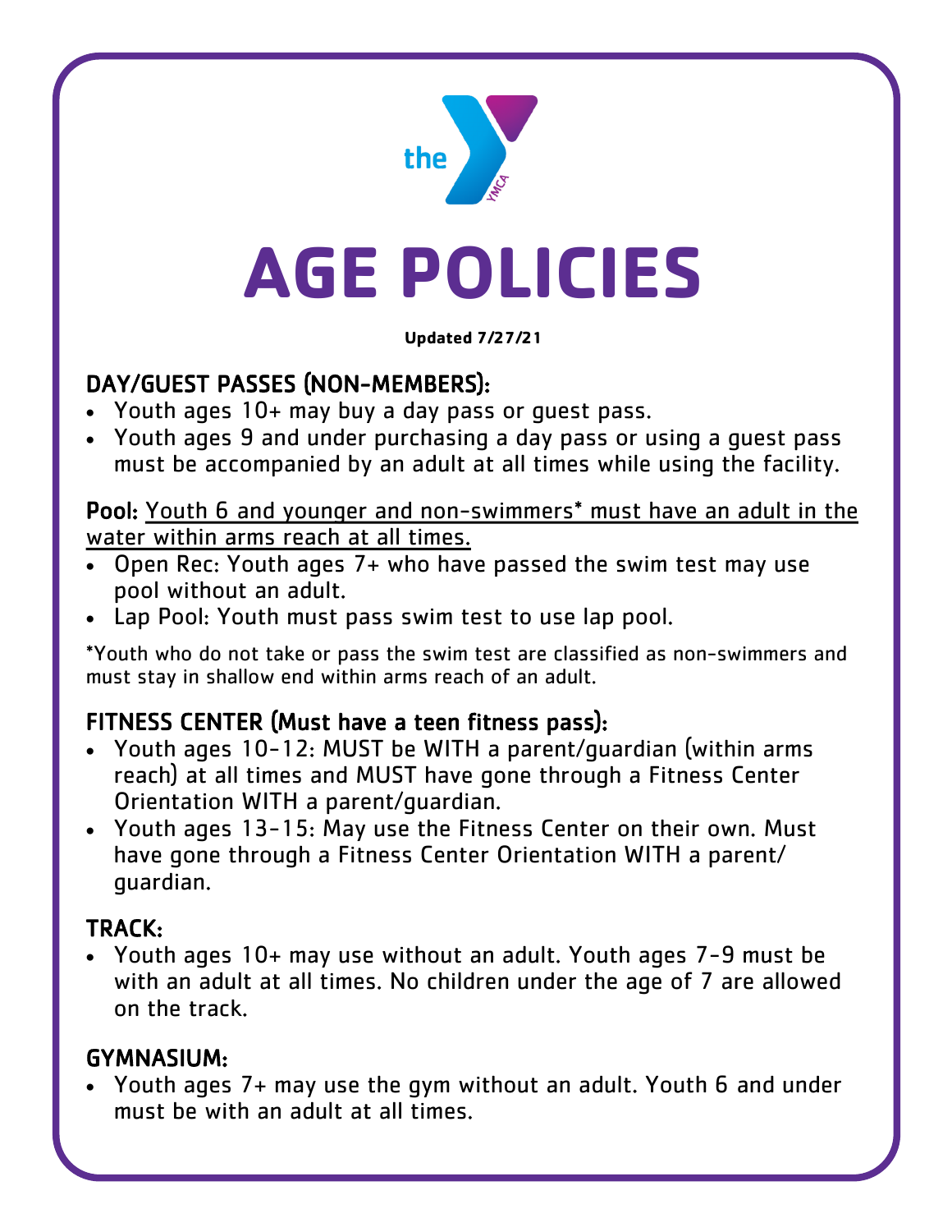# AGE POLICIES

**Updated 7/27/21**

## DAY/GUEST PASSES (NON-MEMBERS):

- Youth ages 10+ may buy a day pass or guest pass.
- Youth ages 9 and under purchasing a day pass or using a guest pass must be accompanied by an adult at all times while using the facility.

**Pool:** Youth 6 and younger and non-swimmers* must have an adult in the water within arms reach at all times.

- Open Rec: Youth ages 7+ who have passed the swim test may use pool without an adult.
- Lap Pool: Youth must pass swim test to use lap pool.

*Youth who do not take or pass the swim test are classified as non-swimmers and must stay in shallow end within arms reach of an adult.

## FITNESS CENTER (Must have a teen fitness pass):

- Youth ages 10-12: MUST be WITH a parent/guardian (within arms reach) at all times and MUST have gone through a Fitness Center Orientation WITH a parent/guardian.
- Youth ages 13-15: May use the Fitness Center on their own. Must have gone through a Fitness Center Orientation WITH a parent/guardian.

## TRACK:

- Youth ages 10+ may use without an adult. Youth ages 7-9 must be with an adult at all times. No children under the age of 7 are allowed on the track.

## GYMNASIUM:

- Youth ages 7+ may use the gym without an adult. Youth 6 and under must be with an adult at all times.